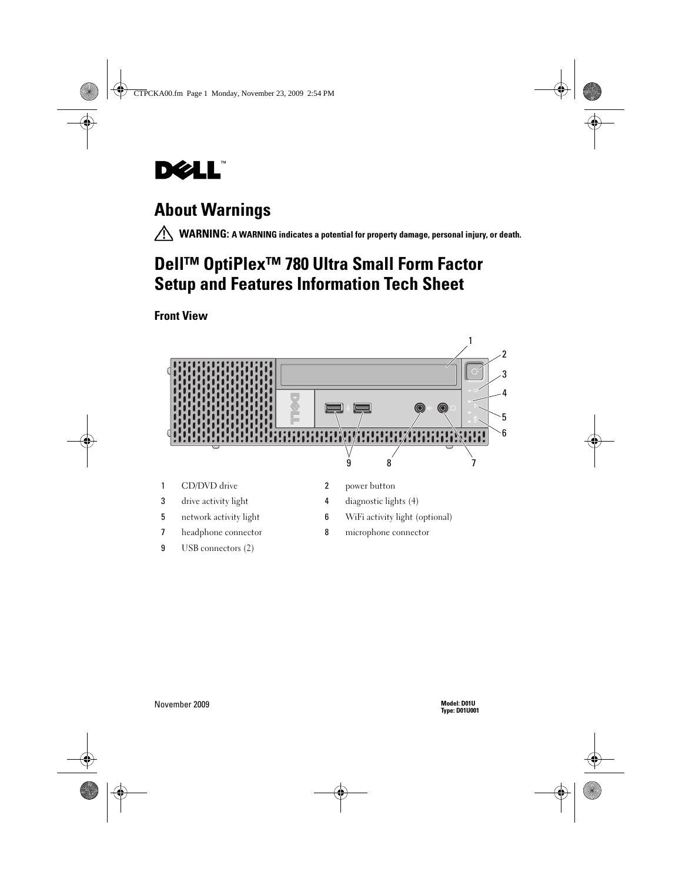# About Warnings

⚠ **WARNING: A WARNING indicates a potential for property damage, personal injury, or death.**

# Dell™ OptiPlex™ 780 Ultra Small Form Factor Setup and Features Information Tech Sheet

## Front View

| | | | |
|---|---|---|---|
| 1 | CD/DVD drive | 2 | power button |
| 3 | drive activity light | 4 | diagnostic lights (4) |
| 5 | network activity light | 6 | WiFi activity light (optional) |
| 7 | headphone connector | 8 | microphone connector |
| 9 | USB connectors (2) | | |

November 2009

**Model: D01U**
**Type: D01U001**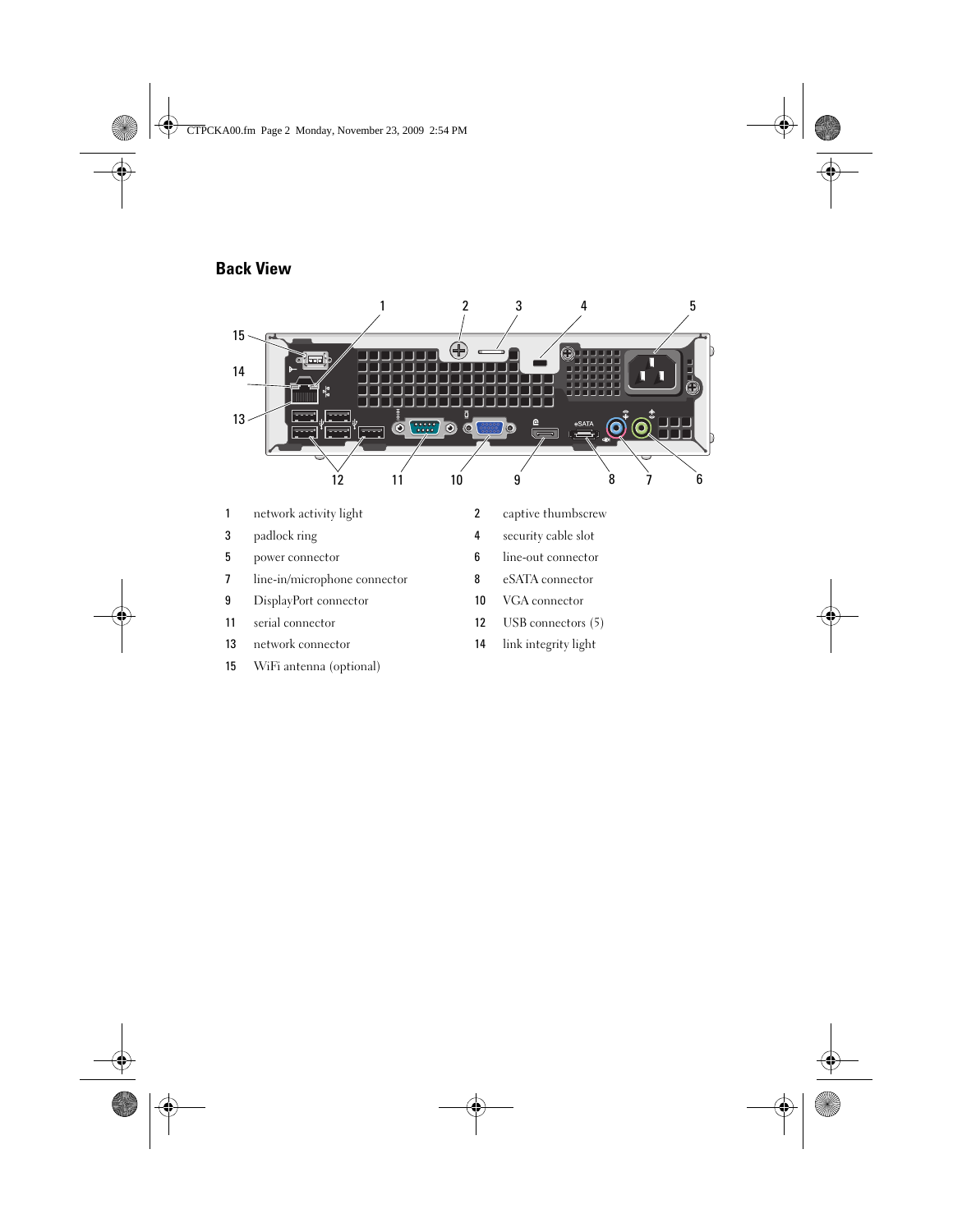## Back View

| | | | |
|---|---|---|---|
| 1 | network activity light | 2 | captive thumbscrew |
| 3 | padlock ring | 4 | security cable slot |
| 5 | power connector | 6 | line-out connector |
| 7 | line-in/microphone connector | 8 | eSATA connector |
| 9 | DisplayPort connector | 10 | VGA connector |
| 11 | serial connector | 12 | USB connectors (5) |
| 13 | network connector | 14 | link integrity light |
| 15 | WiFi antenna (optional) | | |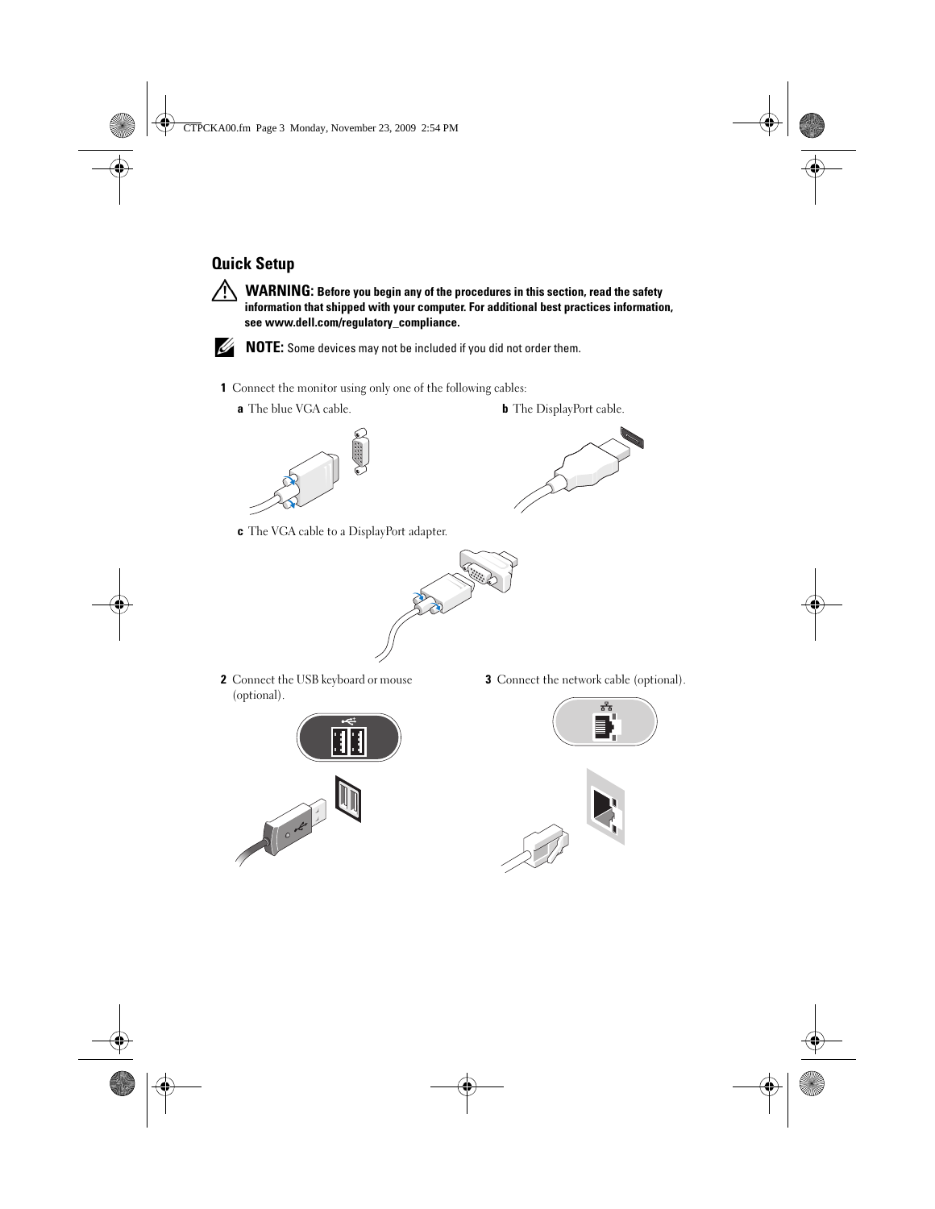## Quick Setup

**WARNING: Before you begin any of the procedures in this section, read the safety information that shipped with your computer. For additional best practices information, see www.dell.com/regulatory_compliance.**

**NOTE:** Some devices may not be included if you did not order them.

1. Connect the monitor using only one of the following cables:
   - **a** The blue VGA cable.
   - **b** The DisplayPort cable.
   - **c** The VGA cable to a DisplayPort adapter.
2. Connect the USB keyboard or mouse (optional).
3. Connect the network cable (optional).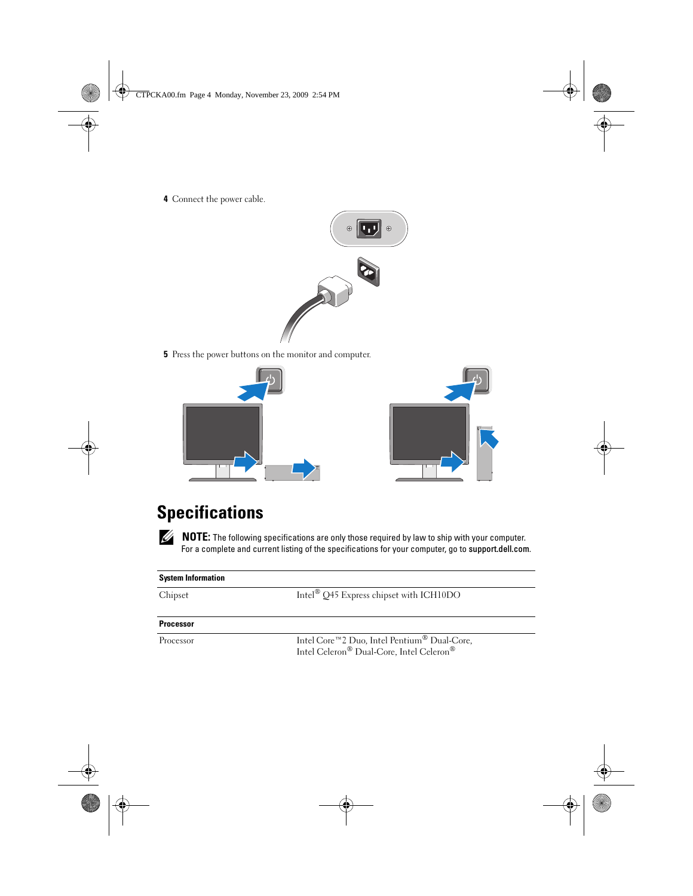4 Connect the power cable.

5 Press the power buttons on the monitor and computer.

# Specifications

**NOTE:** The following specifications are only those required by law to ship with your computer. For a complete and current listing of the specifications for your computer, go to **support.dell.com**.

| System Information | |
|---|---|
| Chipset | Intel® Q45 Express chipset with ICH10DO |

| Processor | |
|---|---|
| Processor | Intel Core™2 Duo, Intel Pentium® Dual-Core, Intel Celeron® Dual-Core, Intel Celeron® |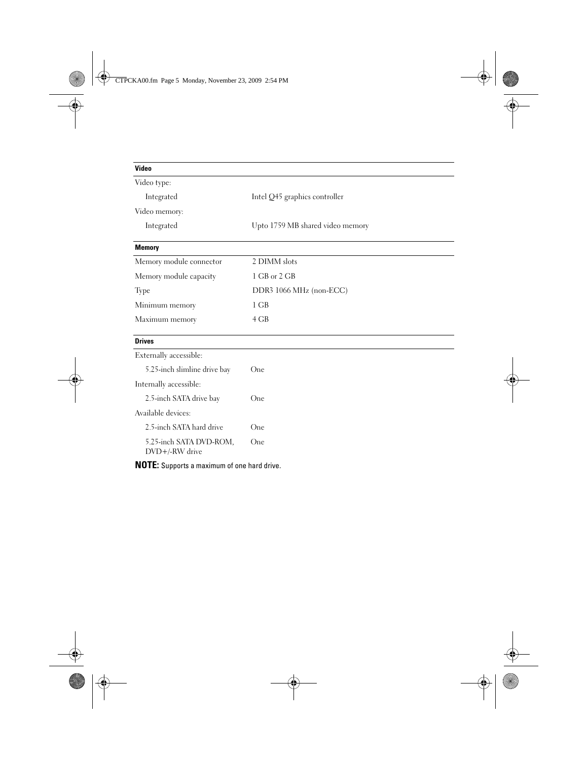| Video | |
|---|---|
| Video type: | |
| Integrated | Intel Q45 graphics controller |
| Video memory: | |
| Integrated | Upto 1759 MB shared video memory |

| Memory | |
|---|---|
| Memory module connector | 2 DIMM slots |
| Memory module capacity | 1 GB or 2 GB |
| Type | DDR3 1066 MHz (non-ECC) |
| Minimum memory | 1 GB |
| Maximum memory | 4 GB |

| Drives | |
|---|---|
| Externally accessible: | |
| 5.25-inch slimline drive bay | One |
| Internally accessible: | |
| 2.5-inch SATA drive bay | One |
| Available devices: | |
| 2.5-inch SATA hard drive | One |
| 5.25-inch SATA DVD-ROM, DVD+/-RW drive | One |

**NOTE:** Supports a maximum of one hard drive.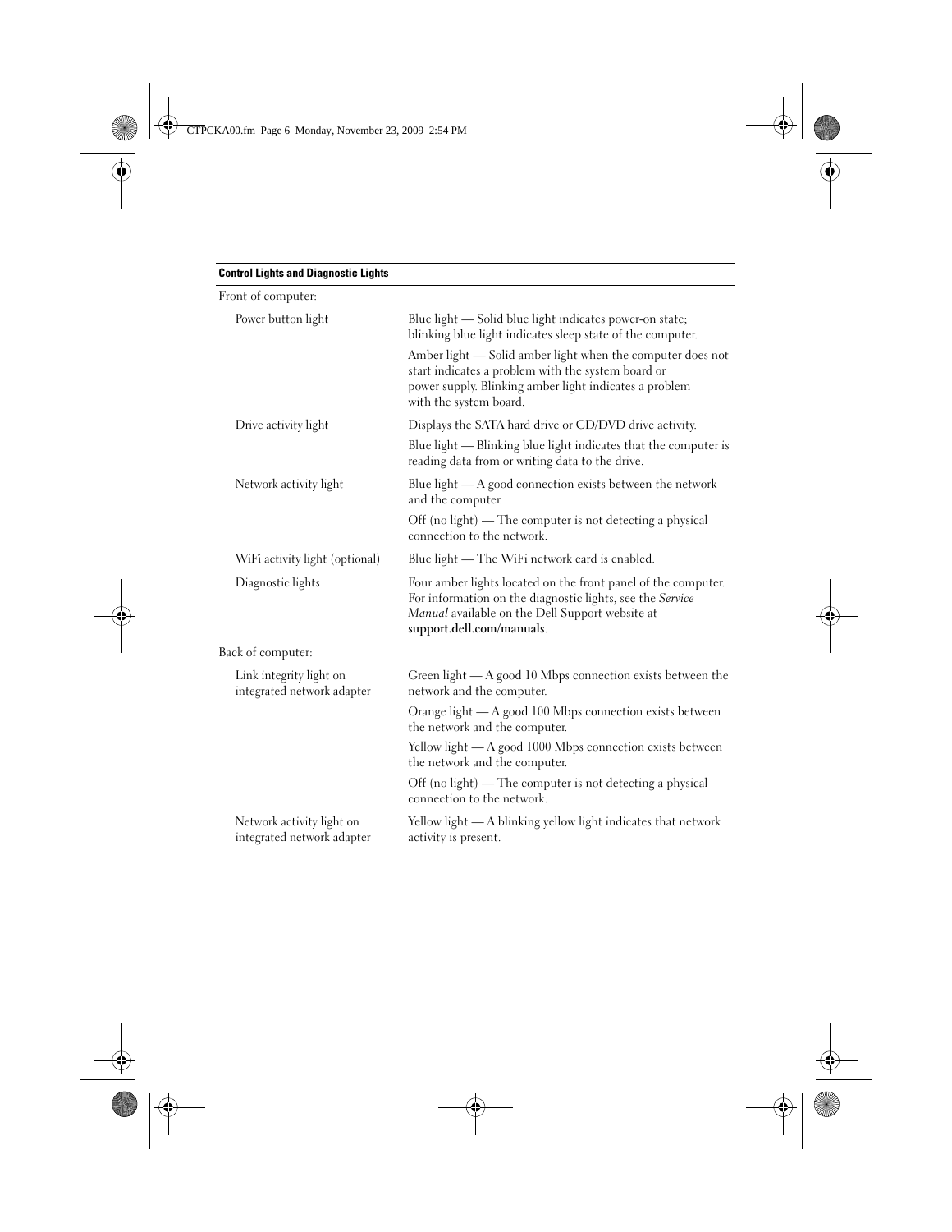| Control Lights and Diagnostic Lights | |
|---|---|
| Front of computer: | |
| Power button light | Blue light — Solid blue light indicates power-on state; blinking blue light indicates sleep state of the computer. |
| | Amber light — Solid amber light when the computer does not start indicates a problem with the system board or power supply. Blinking amber light indicates a problem with the system board. |
| Drive activity light | Displays the SATA hard drive or CD/DVD drive activity. |
| | Blue light — Blinking blue light indicates that the computer is reading data from or writing data to the drive. |
| Network activity light | Blue light — A good connection exists between the network and the computer. |
| | Off (no light) — The computer is not detecting a physical connection to the network. |
| WiFi activity light (optional) | Blue light — The WiFi network card is enabled. |
| Diagnostic lights | Four amber lights located on the front panel of the computer. For information on the diagnostic lights, see the *Service Manual* available on the Dell Support website at **support.dell.com/manuals**. |
| Back of computer: | |
| Link integrity light on integrated network adapter | Green light — A good 10 Mbps connection exists between the network and the computer. |
| | Orange light — A good 100 Mbps connection exists between the network and the computer. |
| | Yellow light — A good 1000 Mbps connection exists between the network and the computer. |
| | Off (no light) — The computer is not detecting a physical connection to the network. |
| Network activity light on integrated network adapter | Yellow light — A blinking yellow light indicates that network activity is present. |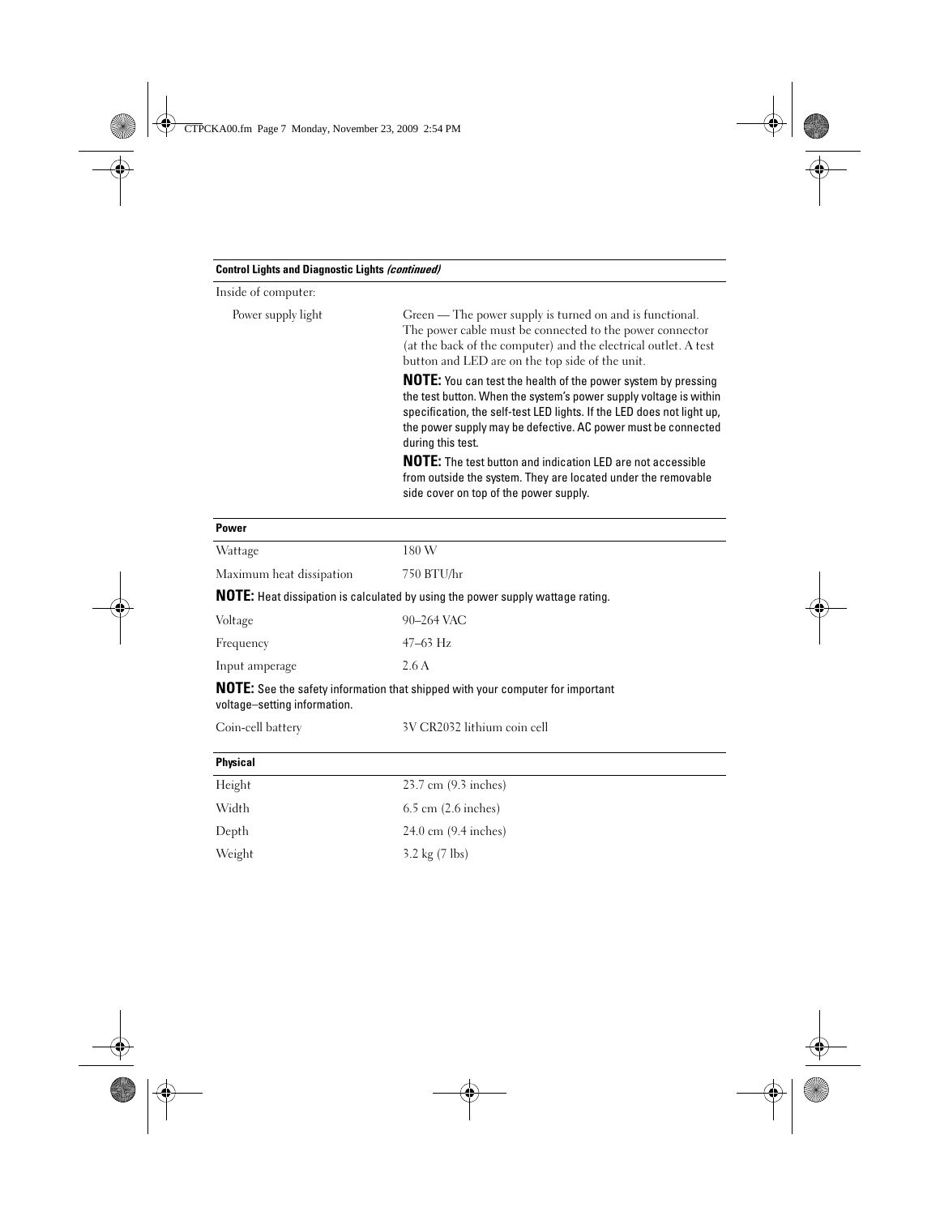| **Control Lights and Diagnostic Lights *(continued)*** | |
|---|---|
| Inside of computer: | |
| Power supply light | Green — The power supply is turned on and is functional. The power cable must be connected to the power connector (at the back of the computer) and the electrical outlet. A test button and LED are on the top side of the unit. |
| | **NOTE:** You can test the health of the power system by pressing the test button. When the system's power supply voltage is within specification, the self-test LED lights. If the LED does not light up, the power supply may be defective. AC power must be connected during this test. |
| | **NOTE:** The test button and indication LED are not accessible from outside the system. They are located under the removable side cover on top of the power supply. |

| **Power** | |
|---|---|
| Wattage | 180 W |
| Maximum heat dissipation | 750 BTU/hr |

**NOTE:** Heat dissipation is calculated by using the power supply wattage rating.

| | |
|---|---|
| Voltage | 90–264 VAC |
| Frequency | 47–63 Hz |
| Input amperage | 2.6 A |

**NOTE:** See the safety information that shipped with your computer for important voltage–setting information.

| | |
|---|---|
| Coin-cell battery | 3V CR2032 lithium coin cell |

| **Physical** | |
|---|---|
| Height | 23.7 cm (9.3 inches) |
| Width | 6.5 cm (2.6 inches) |
| Depth | 24.0 cm (9.4 inches) |
| Weight | 3.2 kg (7 lbs) |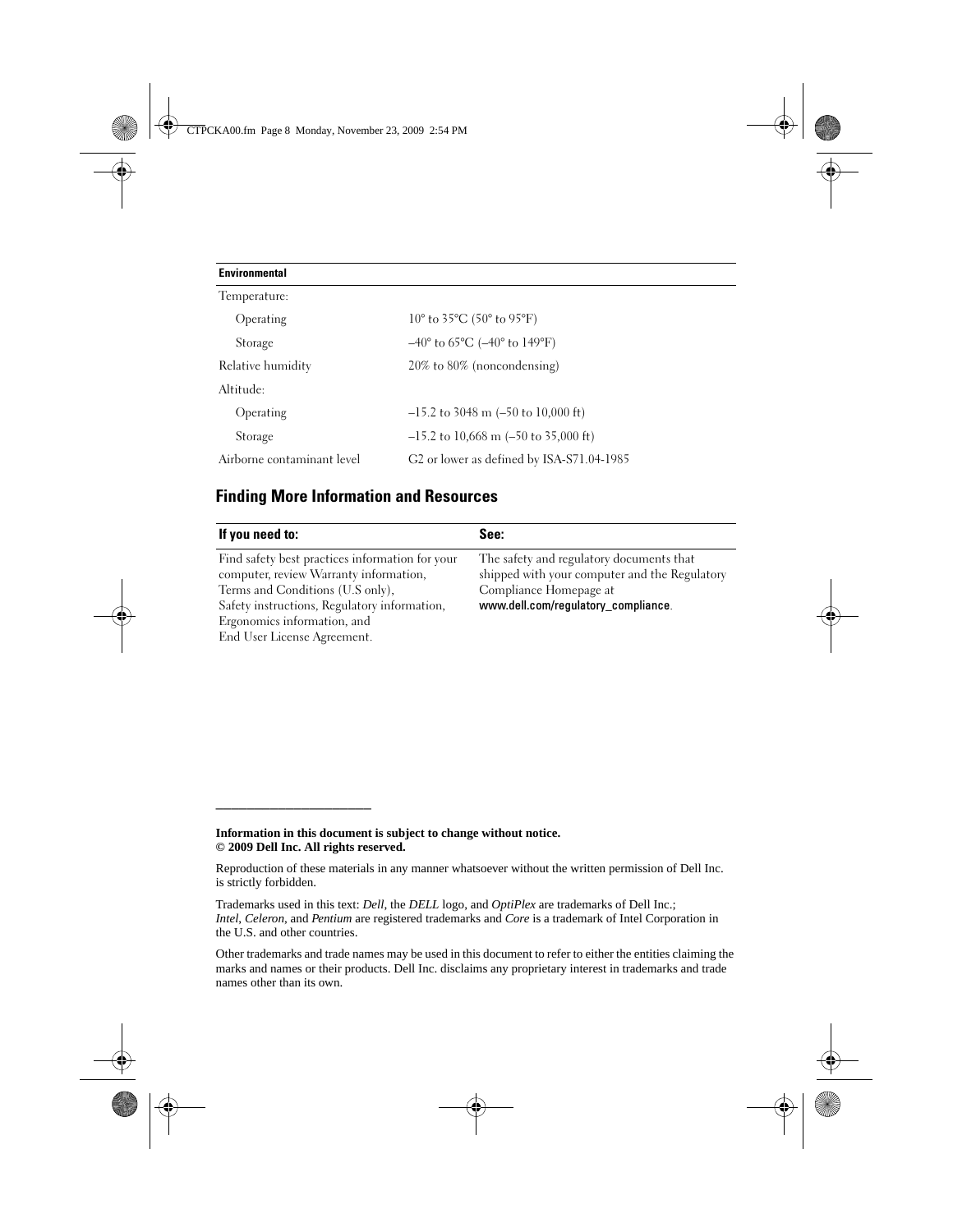| Environmental | |
|---|---|
| Temperature: | |
| Operating | 10° to 35°C (50° to 95°F) |
| Storage | –40° to 65°C (–40° to 149°F) |
| Relative humidity | 20% to 80% (noncondensing) |
| Altitude: | |
| Operating | –15.2 to 3048 m (–50 to 10,000 ft) |
| Storage | –15.2 to 10,668 m (–50 to 35,000 ft) |
| Airborne contaminant level | G2 or lower as defined by ISA-S71.04-1985 |

## Finding More Information and Resources

| If you need to: | See: |
|---|---|
| Find safety best practices information for your computer, review Warranty information, Terms and Conditions (U.S only), Safety instructions, Regulatory information, Ergonomics information, and End User License Agreement. | The safety and regulatory documents that shipped with your computer and the Regulatory Compliance Homepage at **www.dell.com/regulatory_compliance**. |

---

**Information in this document is subject to change without notice.**
**© 2009 Dell Inc. All rights reserved.**

Reproduction of these materials in any manner whatsoever without the written permission of Dell Inc. is strictly forbidden.

Trademarks used in this text: *Dell*, the *DELL* logo, and *OptiPlex* are trademarks of Dell Inc.; *Intel*, *Celeron*, and *Pentium* are registered trademarks and *Core* is a trademark of Intel Corporation in the U.S. and other countries.

Other trademarks and trade names may be used in this document to refer to either the entities claiming the marks and names or their products. Dell Inc. disclaims any proprietary interest in trademarks and trade names other than its own.